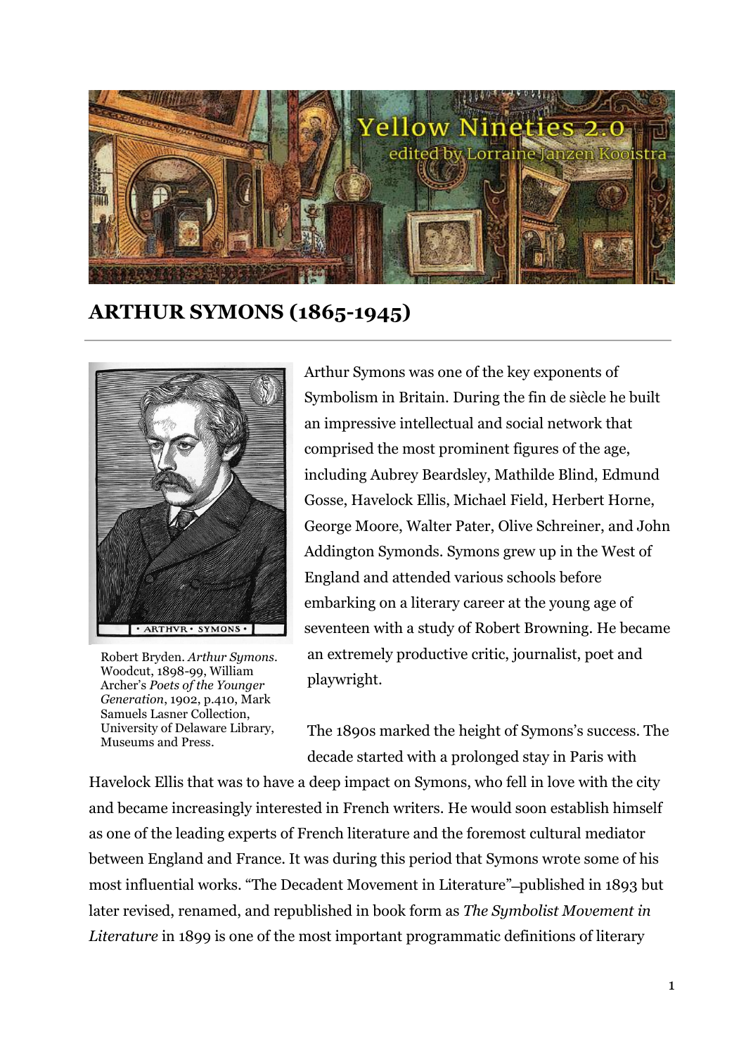# ARTHUR SYMONS (1865-1945)

Robert Bryden. *Arthur Symons*. Woodcut, 1898-99, William Archer's *Poets of the Younger Generation*, 1902, p.410, Mark Samuels Lasner Collection, University of Delaware Library, Museums and Press.

Arthur Symons was one of the key exponents of Symbolism in Britain. During the fin de siècle he built an impressive intellectual and social network that comprised the most prominent figures of the age, including Aubrey Beardsley, Mathilde Blind, Edmund Gosse, Havelock Ellis, Michael Field, Herbert Horne, George Moore, Walter Pater, Olive Schreiner, and John Addington Symonds. Symons grew up in the West of England and attended various schools before embarking on a literary career at the young age of seventeen with a study of Robert Browning. He became an extremely productive critic, journalist, poet and playwright.

The 1890s marked the height of Symons's success. The decade started with a prolonged stay in Paris with Havelock Ellis that was to have a deep impact on Symons, who fell in love with the city and became increasingly interested in French writers. He would soon establish himself as one of the leading experts of French literature and the foremost cultural mediator between England and France. It was during this period that Symons wrote some of his most influential works. "The Decadent Movement in Literature"–published in 1893 but later revised, renamed, and republished in book form as *The Symbolist Movement in Literature* in 1899 is one of the most important programmatic definitions of literary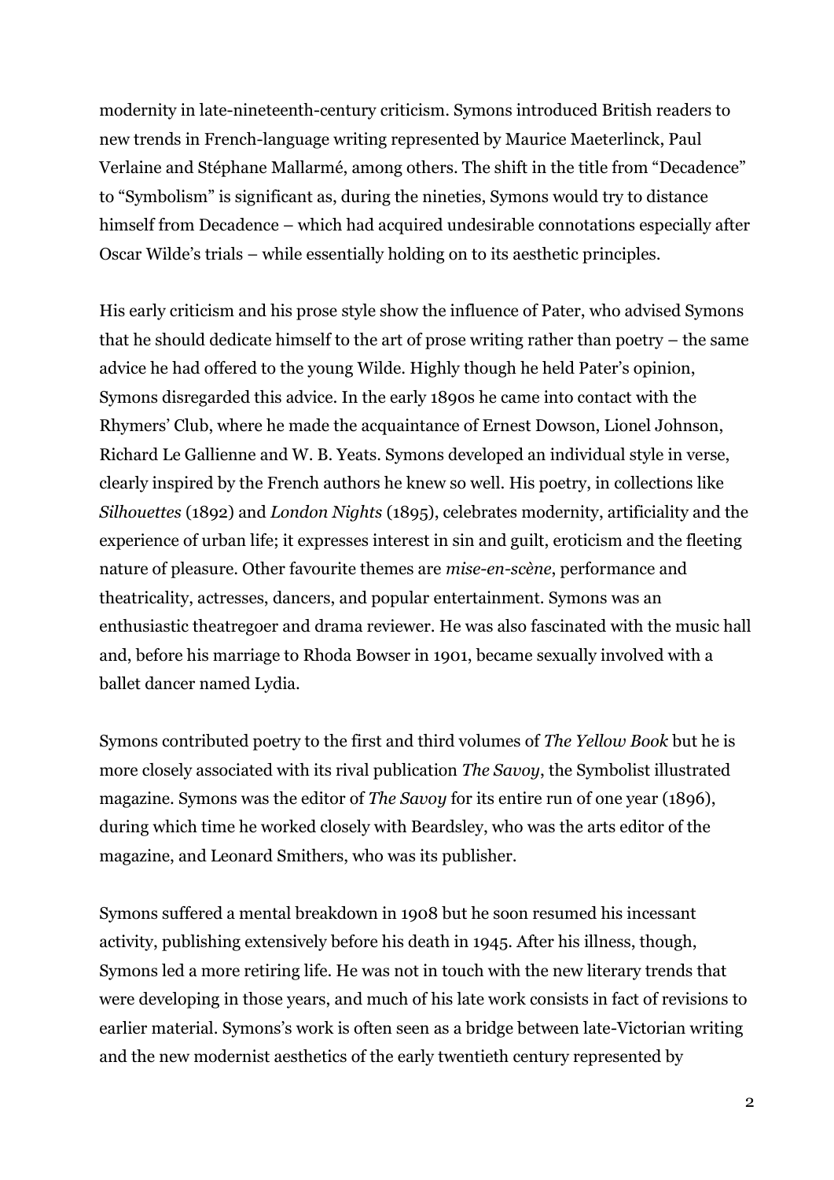modernity in late-nineteenth-century criticism. Symons introduced British readers to new trends in French-language writing represented by Maurice Maeterlinck, Paul Verlaine and Stéphane Mallarmé, among others. The shift in the title from "Decadence" to "Symbolism" is significant as, during the nineties, Symons would try to distance himself from Decadence – which had acquired undesirable connotations especially after Oscar Wilde's trials – while essentially holding on to its aesthetic principles.

His early criticism and his prose style show the influence of Pater, who advised Symons that he should dedicate himself to the art of prose writing rather than poetry – the same advice he had offered to the young Wilde. Highly though he held Pater's opinion, Symons disregarded this advice. In the early 1890s he came into contact with the Rhymers' Club, where he made the acquaintance of Ernest Dowson, Lionel Johnson, Richard Le Gallienne and W. B. Yeats. Symons developed an individual style in verse, clearly inspired by the French authors he knew so well. His poetry, in collections like *Silhouettes* (1892) and *London Nights* (1895), celebrates modernity, artificiality and the experience of urban life; it expresses interest in sin and guilt, eroticism and the fleeting nature of pleasure. Other favourite themes are *mise-en-scène*, performance and theatricality, actresses, dancers, and popular entertainment. Symons was an enthusiastic theatregoer and drama reviewer. He was also fascinated with the music hall and, before his marriage to Rhoda Bowser in 1901, became sexually involved with a ballet dancer named Lydia.

Symons contributed poetry to the first and third volumes of *The Yellow Book* but he is more closely associated with its rival publication *The Savoy*, the Symbolist illustrated magazine. Symons was the editor of *The Savoy* for its entire run of one year (1896), during which time he worked closely with Beardsley, who was the arts editor of the magazine, and Leonard Smithers, who was its publisher.

Symons suffered a mental breakdown in 1908 but he soon resumed his incessant activity, publishing extensively before his death in 1945. After his illness, though, Symons led a more retiring life. He was not in touch with the new literary trends that were developing in those years, and much of his late work consists in fact of revisions to earlier material. Symons's work is often seen as a bridge between late-Victorian writing and the new modernist aesthetics of the early twentieth century represented by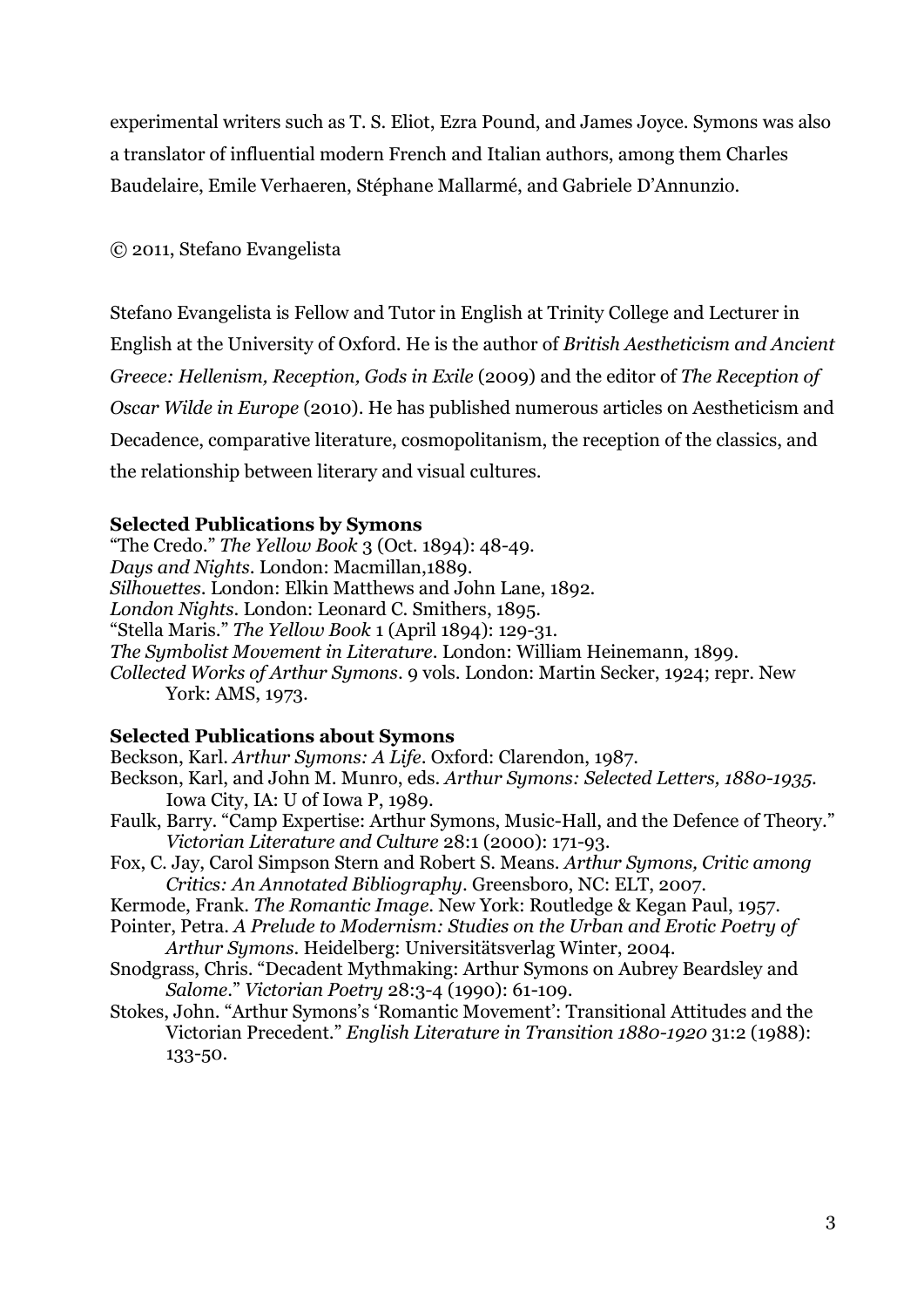experimental writers such as T. S. Eliot, Ezra Pound, and James Joyce. Symons was also a translator of influential modern French and Italian authors, among them Charles Baudelaire, Emile Verhaeren, Stéphane Mallarmé, and Gabriele D'Annunzio.

© 2011, Stefano Evangelista

Stefano Evangelista is Fellow and Tutor in English at Trinity College and Lecturer in English at the University of Oxford. He is the author of *British Aestheticism and Ancient Greece: Hellenism, Reception, Gods in Exile* (2009) and the editor of *The Reception of Oscar Wilde in Europe* (2010). He has published numerous articles on Aestheticism and Decadence, comparative literature, cosmopolitanism, the reception of the classics, and the relationship between literary and visual cultures.

**Selected Publications by Symons**

"The Credo." *The Yellow Book* 3 (Oct. 1894): 48-49.
*Days and Nights*. London: Macmillan,1889.
*Silhouettes*. London: Elkin Matthews and John Lane, 1892.
*London Nights*. London: Leonard C. Smithers, 1895.
"Stella Maris." *The Yellow Book* 1 (April 1894): 129-31.
*The Symbolist Movement in Literature*. London: William Heinemann, 1899.
*Collected Works of Arthur Symons*. 9 vols. London: Martin Secker, 1924; repr. New York: AMS, 1973.

**Selected Publications about Symons**

Beckson, Karl. *Arthur Symons: A Life*. Oxford: Clarendon, 1987.
Beckson, Karl, and John M. Munro, eds. *Arthur Symons: Selected Letters, 1880-1935*. Iowa City, IA: U of Iowa P, 1989.
Faulk, Barry. "Camp Expertise: Arthur Symons, Music-Hall, and the Defence of Theory." *Victorian Literature and Culture* 28:1 (2000): 171-93.
Fox, C. Jay, Carol Simpson Stern and Robert S. Means. *Arthur Symons, Critic among Critics: An Annotated Bibliography*. Greensboro, NC: ELT, 2007.
Kermode, Frank. *The Romantic Image*. New York: Routledge & Kegan Paul, 1957.
Pointer, Petra. *A Prelude to Modernism: Studies on the Urban and Erotic Poetry of Arthur Symons*. Heidelberg: Universitätsverlag Winter, 2004.
Snodgrass, Chris. "Decadent Mythmaking: Arthur Symons on Aubrey Beardsley and *Salome*." *Victorian Poetry* 28:3-4 (1990): 61-109.
Stokes, John. "Arthur Symons's 'Romantic Movement': Transitional Attitudes and the Victorian Precedent." *English Literature in Transition 1880-1920* 31:2 (1988): 133-50.